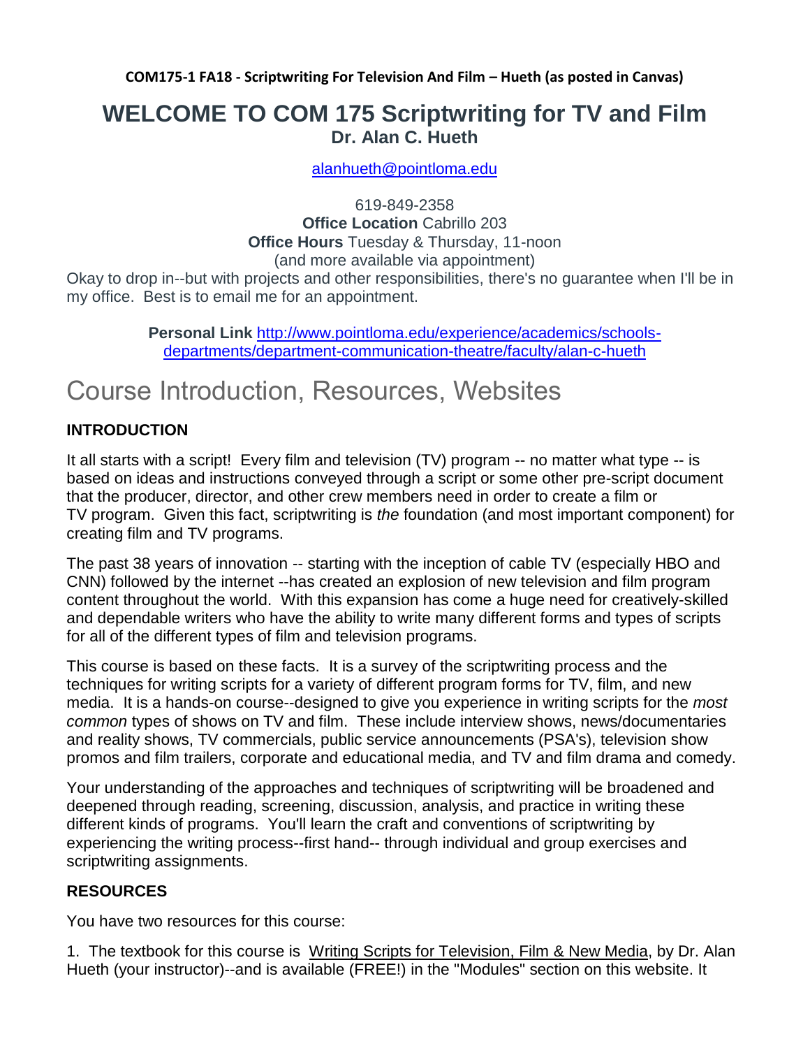**COM175-1 FA18 - Scriptwriting For Television And Film – Hueth (as posted in Canvas)**

# WELCOME TO COM 175 Scriptwriting for TV and Film

**Dr. Alan C. Hueth**

alanhueth@pointloma.edu

619-849-2358

**Office Location** Cabrillo 203

**Office Hours** Tuesday & Thursday, 11-noon

(and more available via appointment)

Okay to drop in--but with projects and other responsibilities, there's no guarantee when I'll be in my office. Best is to email me for an appointment.

**Personal Link** http://www.pointloma.edu/experience/academics/schools-departments/department-communication-theatre/faculty/alan-c-hueth

# Course Introduction, Resources, Websites

### INTRODUCTION

It all starts with a script! Every film and television (TV) program -- no matter what type -- is based on ideas and instructions conveyed through a script or some other pre-script document that the producer, director, and other crew members need in order to create a film or TV program. Given this fact, scriptwriting is *the* foundation (and most important component) for creating film and TV programs.

The past 38 years of innovation -- starting with the inception of cable TV (especially HBO and CNN) followed by the internet --has created an explosion of new television and film program content throughout the world. With this expansion has come a huge need for creatively-skilled and dependable writers who have the ability to write many different forms and types of scripts for all of the different types of film and television programs.

This course is based on these facts. It is a survey of the scriptwriting process and the techniques for writing scripts for a variety of different program forms for TV, film, and new media. It is a hands-on course--designed to give you experience in writing scripts for the *most common* types of shows on TV and film. These include interview shows, news/documentaries and reality shows, TV commercials, public service announcements (PSA's), television show promos and film trailers, corporate and educational media, and TV and film drama and comedy.

Your understanding of the approaches and techniques of scriptwriting will be broadened and deepened through reading, screening, discussion, analysis, and practice in writing these different kinds of programs. You'll learn the craft and conventions of scriptwriting by experiencing the writing process--first hand-- through individual and group exercises and scriptwriting assignments.

### RESOURCES

You have two resources for this course:

1. The textbook for this course is Writing Scripts for Television, Film & New Media, by Dr. Alan Hueth (your instructor)--and is available (FREE!) in the "Modules" section on this website. It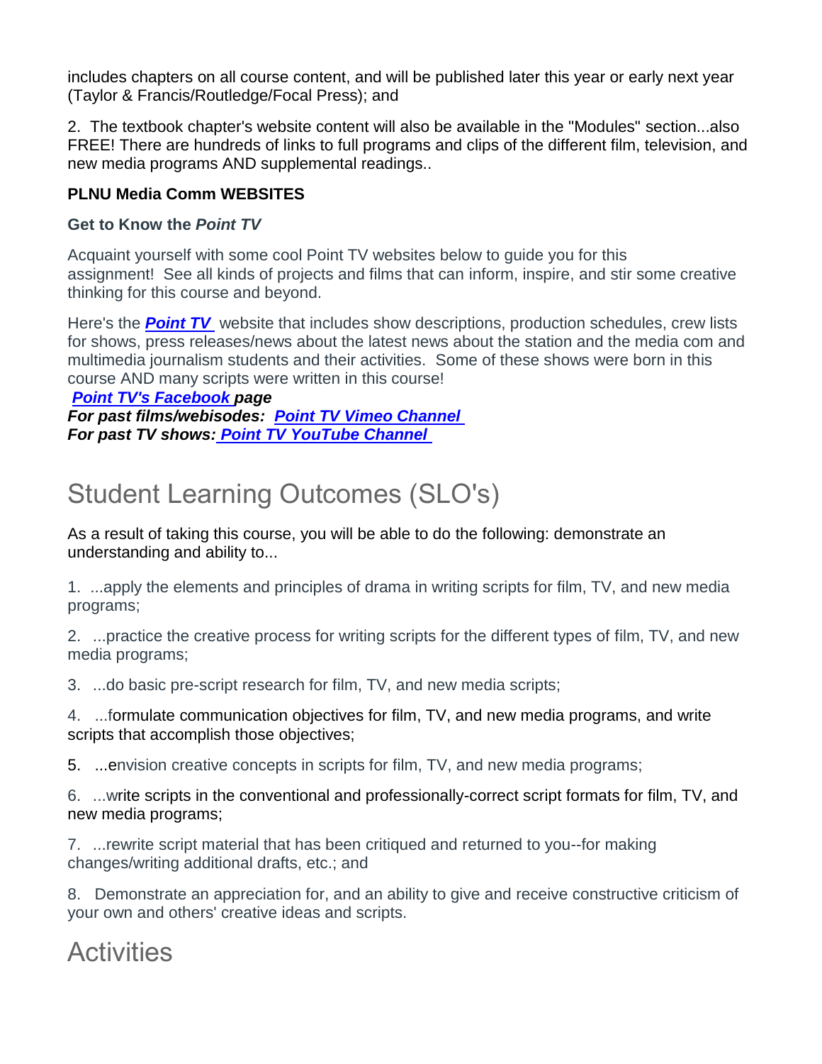includes chapters on all course content, and will be published later this year or early next year (Taylor & Francis/Routledge/Focal Press); and

2. The textbook chapter's website content will also be available in the "Modules" section...also FREE! There are hundreds of links to full programs and clips of the different film, television, and new media programs AND supplemental readings..

**PLNU Media Comm WEBSITES**

**Get to Know the *Point TV***

Acquaint yourself with some cool Point TV websites below to guide you for this assignment! See all kinds of projects and films that can inform, inspire, and stir some creative thinking for this course and beyond.

Here's the ***Point TV*** website that includes show descriptions, production schedules, crew lists for shows, press releases/news about the latest news about the station and the media com and multimedia journalism students and their activities. Some of these shows were born in this course AND many scripts were written in this course!

***Point TV's Facebook page***
***For past films/webisodes: Point TV Vimeo Channel***
***For past TV shows: Point TV YouTube Channel***

# Student Learning Outcomes (SLO's)

As a result of taking this course, you will be able to do the following: demonstrate an understanding and ability to...

1. ...apply the elements and principles of drama in writing scripts for film, TV, and new media programs;

2. ...practice the creative process for writing scripts for the different types of film, TV, and new media programs;

3. ...do basic pre-script research for film, TV, and new media scripts;

4. ...formulate communication objectives for film, TV, and new media programs, and write scripts that accomplish those objectives;

5. ...envision creative concepts in scripts for film, TV, and new media programs;

6. ...write scripts in the conventional and professionally-correct script formats for film, TV, and new media programs;

7. ...rewrite script material that has been critiqued and returned to you--for making changes/writing additional drafts, etc.; and

8. Demonstrate an appreciation for, and an ability to give and receive constructive criticism of your own and others' creative ideas and scripts.

# Activities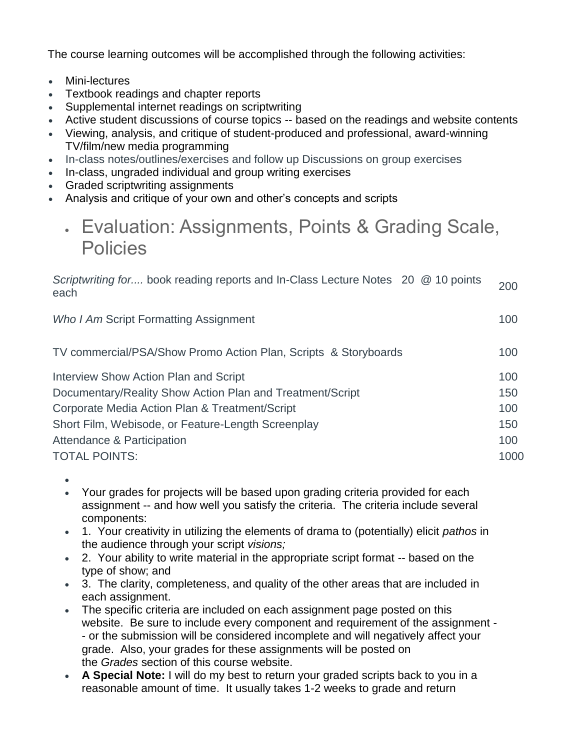The course learning outcomes will be accomplished through the following activities:

- Mini-lectures
- Textbook readings and chapter reports
- Supplemental internet readings on scriptwriting
- Active student discussions of course topics -- based on the readings and website contents
- Viewing, analysis, and critique of student-produced and professional, award-winning TV/film/new media programming
- In-class notes/outlines/exercises and follow up Discussions on group exercises
- In-class, ungraded individual and group writing exercises
- Graded scriptwriting assignments
- Analysis and critique of your own and other's concepts and scripts

## Evaluation: Assignments, Points & Grading Scale, Policies

| Assignment | Points |
|---|---|
| *Scriptwriting for....* book reading reports and In-Class Lecture Notes 20 @ 10 points each | 200 |
| *Who I Am* Script Formatting Assignment | 100 |
| TV commercial/PSA/Show Promo Action Plan, Scripts & Storyboards | 100 |
| Interview Show Action Plan and Script | 100 |
| Documentary/Reality Show Action Plan and Treatment/Script | 150 |
| Corporate Media Action Plan & Treatment/Script | 100 |
| Short Film, Webisode, or Feature-Length Screenplay | 150 |
| Attendance & Participation | 100 |
| TOTAL POINTS: | 1000 |

- Your grades for projects will be based upon grading criteria provided for each assignment -- and how well you satisfy the criteria. The criteria include several components:
- 1. Your creativity in utilizing the elements of drama to (potentially) elicit *pathos* in the audience through your script *visions;*
- 2. Your ability to write material in the appropriate script format -- based on the type of show; and
- 3. The clarity, completeness, and quality of the other areas that are included in each assignment.
- The specific criteria are included on each assignment page posted on this website. Be sure to include every component and requirement of the assignment -- or the submission will be considered incomplete and will negatively affect your grade. Also, your grades for these assignments will be posted on the *Grades* section of this course website.
- **A Special Note:** I will do my best to return your graded scripts back to you in a reasonable amount of time. It usually takes 1-2 weeks to grade and return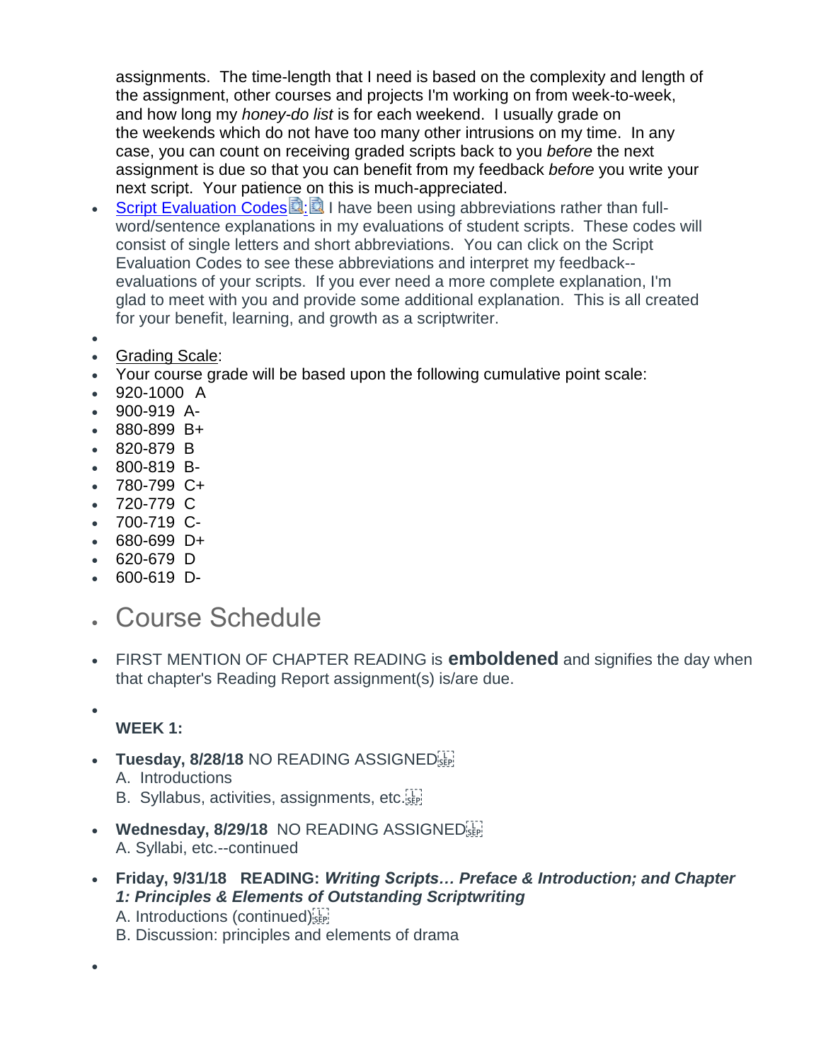assignments. The time-length that I need is based on the complexity and length of the assignment, other courses and projects I'm working on from week-to-week, and how long my *honey-do list* is for each weekend. I usually grade on the weekends which do not have too many other intrusions on my time. In any case, you can count on receiving graded scripts back to you *before* the next assignment is due so that you can benefit from my feedback *before* you write your next script. Your patience on this is much-appreciated.

- Script Evaluation Codes: I have been using abbreviations rather than full-word/sentence explanations in my evaluations of student scripts. These codes will consist of single letters and short abbreviations. You can click on the Script Evaluation Codes to see these abbreviations and interpret my feedback--evaluations of your scripts. If you ever need a more complete explanation, I'm glad to meet with you and provide some additional explanation. This is all created for your benefit, learning, and growth as a scriptwriter.
- Grading Scale:
- Your course grade will be based upon the following cumulative point scale:
- 920-1000 A
- 900-919 A-
- 880-899 B+
- 820-879 B
- 800-819 B-
- 780-799 C+
- 720-779 C
- 700-719 C-
- 680-699 D+
- 620-679 D
- 600-619 D-

## Course Schedule

- FIRST MENTION OF CHAPTER READING is **emboldened** and signifies the day when that chapter's Reading Report assignment(s) is/are due.

**WEEK 1:**

- **Tuesday, 8/28/18** NO READING ASSIGNED
  A. Introductions
  B. Syllabus, activities, assignments, etc.
- **Wednesday, 8/29/18** NO READING ASSIGNED
  A. Syllabi, etc.--continued
- **Friday, 9/31/18 READING: *Writing Scripts… Preface & Introduction; and Chapter 1: Principles & Elements of Outstanding Scriptwriting***
  A. Introductions (continued)
  B. Discussion: principles and elements of drama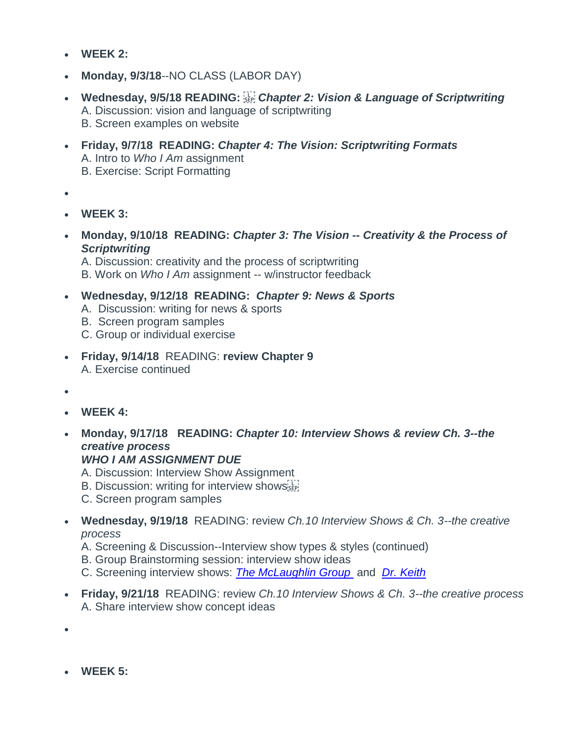- **WEEK 2:**
- **Monday, 9/3/18**--NO CLASS (LABOR DAY)
- **Wednesday, 9/5/18 READING:** ***Chapter 2: Vision & Language of Scriptwriting***
  A. Discussion: vision and language of scriptwriting
  B. Screen examples on website
- **Friday, 9/7/18 READING:** ***Chapter 4: The Vision: Scriptwriting Formats***
  A. Intro to *Who I Am* assignment
  B. Exercise: Script Formatting
-
- **WEEK 3:**
- **Monday, 9/10/18 READING:** ***Chapter 3: The Vision -- Creativity & the Process of Scriptwriting***
  A. Discussion: creativity and the process of scriptwriting
  B. Work on *Who I Am* assignment -- w/instructor feedback
- **Wednesday, 9/12/18 READING:** ***Chapter 9: News & Sports***
  A. Discussion: writing for news & sports
  B. Screen program samples
  C. Group or individual exercise
- **Friday, 9/14/18** READING: **review Chapter 9**
  A. Exercise continued
-
- **WEEK 4:**
- **Monday, 9/17/18 READING:** ***Chapter 10: Interview Shows & review Ch. 3--the creative process***
  ***WHO I AM ASSIGNMENT DUE***
  A. Discussion: Interview Show Assignment
  B. Discussion: writing for interview shows
  C. Screen program samples
- **Wednesday, 9/19/18** READING: review *Ch.10 Interview Shows & Ch. 3--the creative process*
  A. Screening & Discussion--Interview show types & styles (continued)
  B. Group Brainstorming session: interview show ideas
  C. Screening interview shows: *The McLaughlin Group* and *Dr. Keith*
- **Friday, 9/21/18** READING: review *Ch.10 Interview Shows & Ch. 3--the creative process*
  A. Share interview show concept ideas
-
- **WEEK 5:**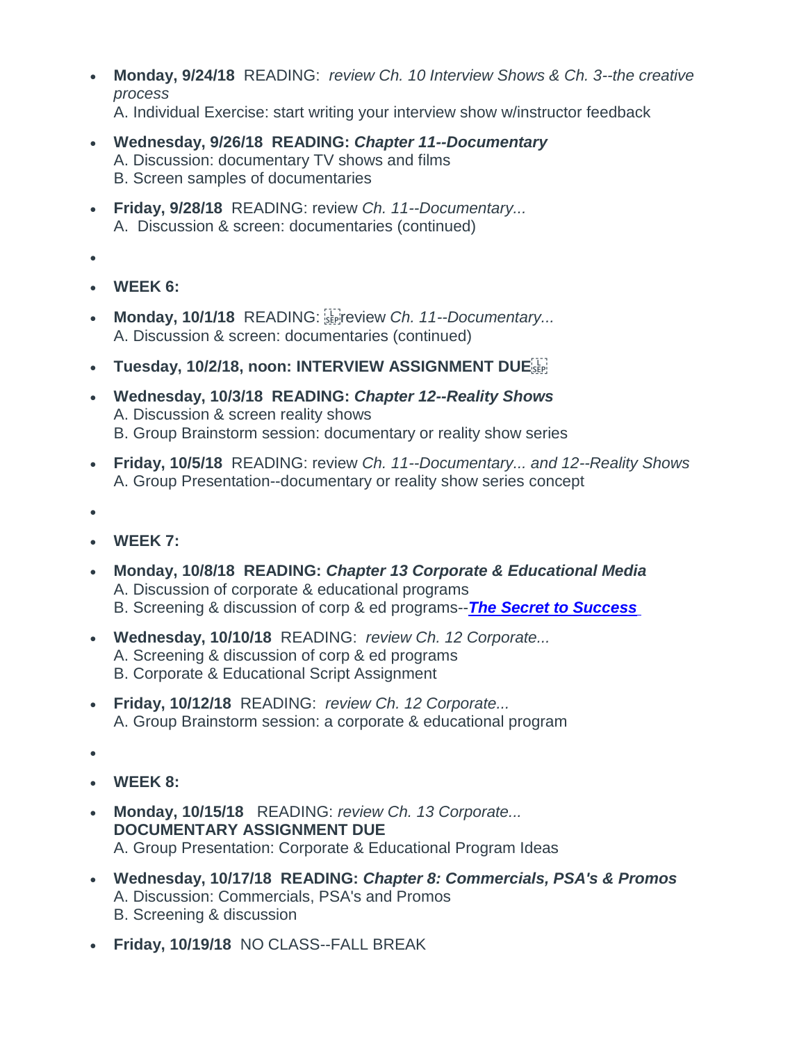- **Monday, 9/24/18** READING: *review Ch. 10 Interview Shows & Ch. 3--the creative process*
  A. Individual Exercise: start writing your interview show w/instructor feedback
- **Wednesday, 9/26/18 READING: *Chapter 11--Documentary***
  A. Discussion: documentary TV shows and films
  B. Screen samples of documentaries
- **Friday, 9/28/18** READING: review *Ch. 11--Documentary...*
  A. Discussion & screen: documentaries (continued)
- 
- **WEEK 6:**
- **Monday, 10/1/18** READING: review *Ch. 11--Documentary...*
  A. Discussion & screen: documentaries (continued)
- **Tuesday, 10/2/18, noon: INTERVIEW ASSIGNMENT DUE**
- **Wednesday, 10/3/18 READING: *Chapter 12--Reality Shows***
  A. Discussion & screen reality shows
  B. Group Brainstorm session: documentary or reality show series
- **Friday, 10/5/18** READING: review *Ch. 11--Documentary... and 12--Reality Shows*
  A. Group Presentation--documentary or reality show series concept
- 
- **WEEK 7:**
- **Monday, 10/8/18 READING: *Chapter 13 Corporate & Educational Media***
  A. Discussion of corporate & educational programs
  B. Screening & discussion of corp & ed programs--***The Secret to Success***
- **Wednesday, 10/10/18** READING: *review Ch. 12 Corporate...*
  A. Screening & discussion of corp & ed programs
  B. Corporate & Educational Script Assignment
- **Friday, 10/12/18** READING: *review Ch. 12 Corporate...*
  A. Group Brainstorm session: a corporate & educational program
- 
- **WEEK 8:**
- **Monday, 10/15/18** READING: *review Ch. 13 Corporate...*
  **DOCUMENTARY ASSIGNMENT DUE**
  A. Group Presentation: Corporate & Educational Program Ideas
- **Wednesday, 10/17/18 READING: *Chapter 8: Commercials, PSA's & Promos***
  A. Discussion: Commercials, PSA's and Promos
  B. Screening & discussion
- **Friday, 10/19/18** NO CLASS--FALL BREAK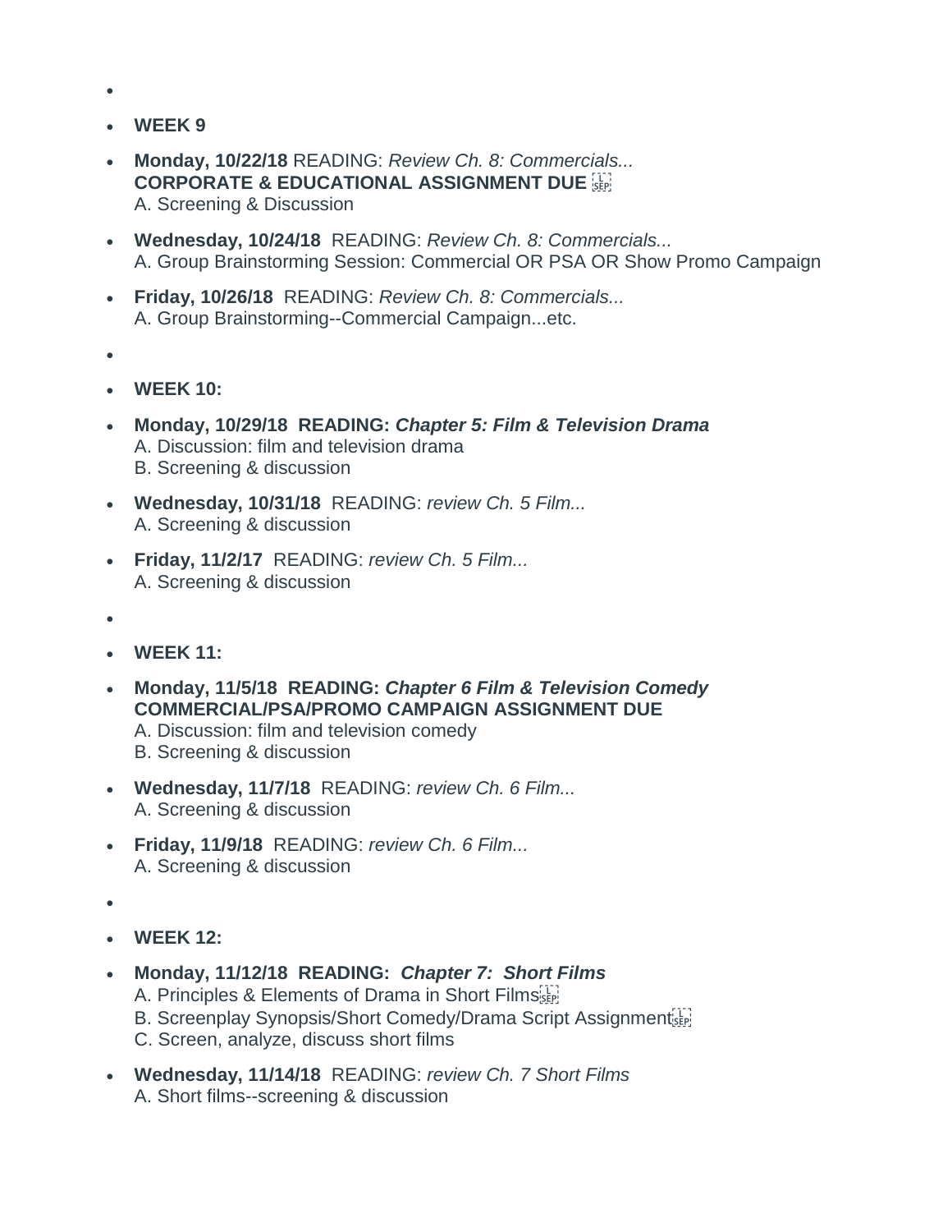- **WEEK 9**
- **Monday, 10/22/18** READING: *Review Ch. 8: Commercials...*  
  **CORPORATE & EDUCATIONAL ASSIGNMENT DUE**  
  A. Screening & Discussion
- **Wednesday, 10/24/18** READING: *Review Ch. 8: Commercials...*  
  A. Group Brainstorming Session: Commercial OR PSA OR Show Promo Campaign
- **Friday, 10/26/18** READING: *Review Ch. 8: Commercials...*  
  A. Group Brainstorming--Commercial Campaign...etc.

- **WEEK 10:**
- **Monday, 10/29/18 READING: *Chapter 5: Film & Television Drama***  
  A. Discussion: film and television drama  
  B. Screening & discussion
- **Wednesday, 10/31/18** READING: *review Ch. 5 Film...*  
  A. Screening & discussion
- **Friday, 11/2/17** READING: *review Ch. 5 Film...*  
  A. Screening & discussion

- **WEEK 11:**
- **Monday, 11/5/18 READING: *Chapter 6 Film & Television Comedy***  
  **COMMERCIAL/PSA/PROMO CAMPAIGN ASSIGNMENT DUE**  
  A. Discussion: film and television comedy  
  B. Screening & discussion
- **Wednesday, 11/7/18** READING: *review Ch. 6 Film...*  
  A. Screening & discussion
- **Friday, 11/9/18** READING: *review Ch. 6 Film...*  
  A. Screening & discussion

- **WEEK 12:**
- **Monday, 11/12/18 READING: *Chapter 7: Short Films***  
  A. Principles & Elements of Drama in Short Films  
  B. Screenplay Synopsis/Short Comedy/Drama Script Assignment  
  C. Screen, analyze, discuss short films
- **Wednesday, 11/14/18** READING: *review Ch. 7 Short Films*  
  A. Short films--screening & discussion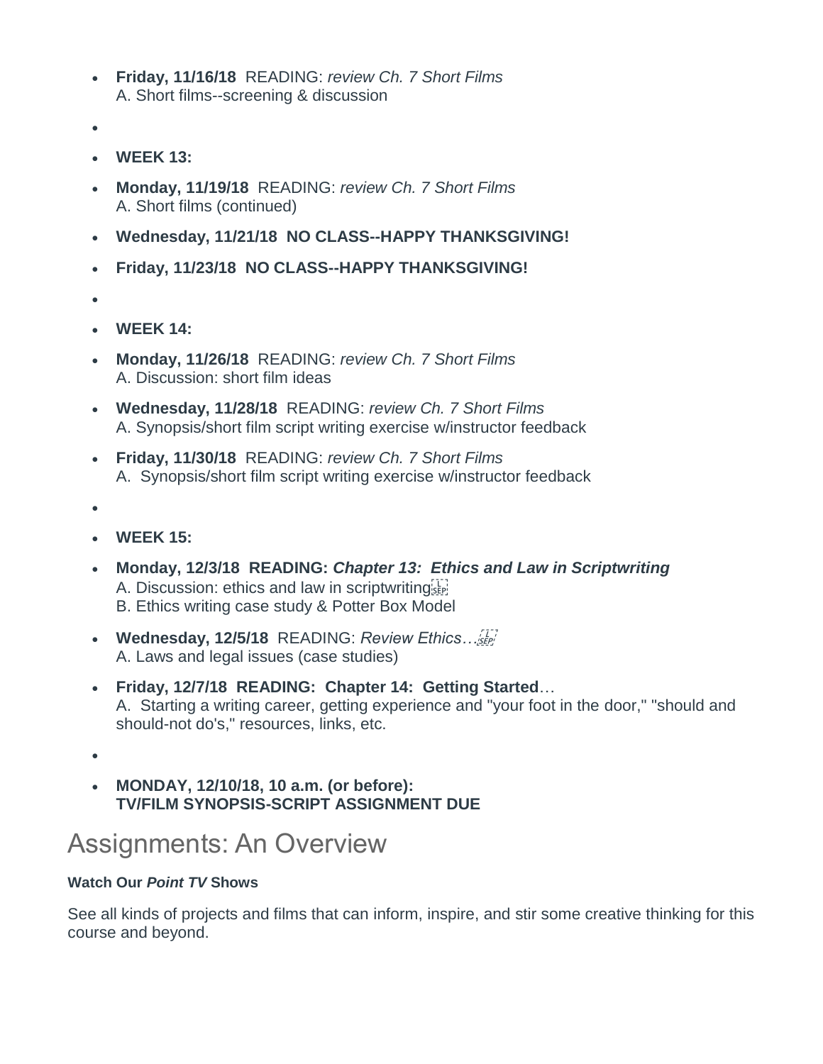- **Friday, 11/16/18** READING: *review Ch. 7 Short Films*
  A. Short films--screening & discussion
- 
- **WEEK 13:**
- **Monday, 11/19/18** READING: *review Ch. 7 Short Films*
  A. Short films (continued)
- **Wednesday, 11/21/18 NO CLASS--HAPPY THANKSGIVING!**
- **Friday, 11/23/18 NO CLASS--HAPPY THANKSGIVING!**
- 
- **WEEK 14:**
- **Monday, 11/26/18** READING: *review Ch. 7 Short Films*
  A. Discussion: short film ideas
- **Wednesday, 11/28/18** READING: *review Ch. 7 Short Films*
  A. Synopsis/short film script writing exercise w/instructor feedback
- **Friday, 11/30/18** READING: *review Ch. 7 Short Films*
  A. Synopsis/short film script writing exercise w/instructor feedback
- 
- **WEEK 15:**
- **Monday, 12/3/18 READING: *Chapter 13: Ethics and Law in Scriptwriting***
  A. Discussion: ethics and law in scriptwriting
  B. Ethics writing case study & Potter Box Model
- **Wednesday, 12/5/18** READING: *Review Ethics…*
  A. Laws and legal issues (case studies)
- **Friday, 12/7/18 READING: Chapter 14: Getting Started**…
  A. Starting a writing career, getting experience and "your foot in the door," "should and should-not do's," resources, links, etc.
- 
- **MONDAY, 12/10/18, 10 a.m. (or before):**
  **TV/FILM SYNOPSIS-SCRIPT ASSIGNMENT DUE**

# Assignments: An Overview

**Watch Our *Point TV* Shows**

See all kinds of projects and films that can inform, inspire, and stir some creative thinking for this course and beyond.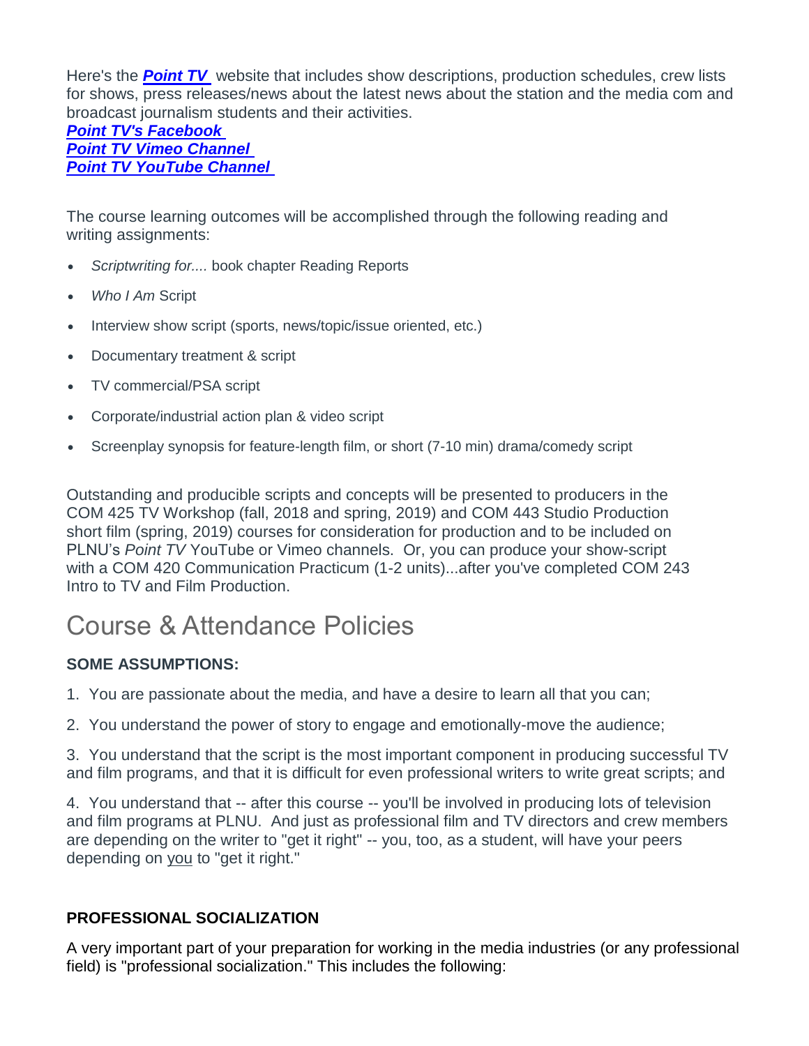Here's the ***Point TV*** website that includes show descriptions, production schedules, crew lists for shows, press releases/news about the latest news about the station and the media com and broadcast journalism students and their activities.
***Point TV's Facebook***
***Point TV Vimeo Channel***
***Point TV YouTube Channel***

The course learning outcomes will be accomplished through the following reading and writing assignments:

- *Scriptwriting for....* book chapter Reading Reports
- *Who I Am* Script
- Interview show script (sports, news/topic/issue oriented, etc.)
- Documentary treatment & script
- TV commercial/PSA script
- Corporate/industrial action plan & video script
- Screenplay synopsis for feature-length film, or short (7-10 min) drama/comedy script

Outstanding and producible scripts and concepts will be presented to producers in the COM 425 TV Workshop (fall, 2018 and spring, 2019) and COM 443 Studio Production short film (spring, 2019) courses for consideration for production and to be included on PLNU's *Point TV* YouTube or Vimeo channels. Or, you can produce your show-script with a COM 420 Communication Practicum (1-2 units)...after you've completed COM 243 Intro to TV and Film Production.

# Course & Attendance Policies

**SOME ASSUMPTIONS:**

1. You are passionate about the media, and have a desire to learn all that you can;

2. You understand the power of story to engage and emotionally-move the audience;

3. You understand that the script is the most important component in producing successful TV and film programs, and that it is difficult for even professional writers to write great scripts; and

4. You understand that -- after this course -- you'll be involved in producing lots of television and film programs at PLNU. And just as professional film and TV directors and crew members are depending on the writer to "get it right" -- you, too, as a student, will have your peers depending on <u>you</u> to "get it right."

**PROFESSIONAL SOCIALIZATION**

A very important part of your preparation for working in the media industries (or any professional field) is "professional socialization." This includes the following: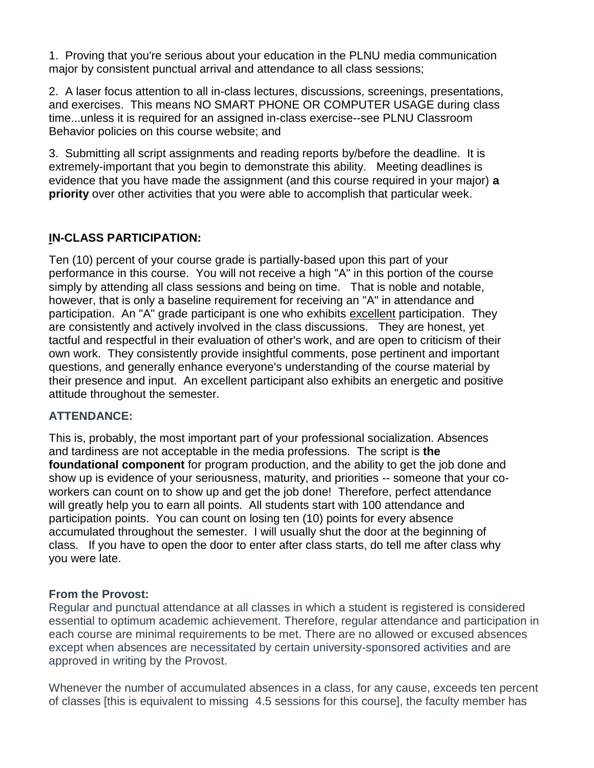1. Proving that you're serious about your education in the PLNU media communication major by consistent punctual arrival and attendance to all class sessions;

2. A laser focus attention to all in-class lectures, discussions, screenings, presentations, and exercises. This means NO SMART PHONE OR COMPUTER USAGE during class time...unless it is required for an assigned in-class exercise--see PLNU Classroom Behavior policies on this course website; and

3. Submitting all script assignments and reading reports by/before the deadline. It is extremely-important that you begin to demonstrate this ability. Meeting deadlines is evidence that you have made the assignment (and this course required in your major) **a priority** over other activities that you were able to accomplish that particular week.

**IN-CLASS PARTICIPATION:**

Ten (10) percent of your course grade is partially-based upon this part of your performance in this course. You will not receive a high "A" in this portion of the course simply by attending all class sessions and being on time. That is noble and notable, however, that is only a baseline requirement for receiving an "A" in attendance and participation. An "A" grade participant is one who exhibits excellent participation. They are consistently and actively involved in the class discussions. They are honest, yet tactful and respectful in their evaluation of other's work, and are open to criticism of their own work. They consistently provide insightful comments, pose pertinent and important questions, and generally enhance everyone's understanding of the course material by their presence and input. An excellent participant also exhibits an energetic and positive attitude throughout the semester.

**ATTENDANCE:**

This is, probably, the most important part of your professional socialization. Absences and tardiness are not acceptable in the media professions. The script is **the foundational component** for program production, and the ability to get the job done and show up is evidence of your seriousness, maturity, and priorities -- someone that your co-workers can count on to show up and get the job done! Therefore, perfect attendance will greatly help you to earn all points. All students start with 100 attendance and participation points. You can count on losing ten (10) points for every absence accumulated throughout the semester. I will usually shut the door at the beginning of class. If you have to open the door to enter after class starts, do tell me after class why you were late.

**From the Provost:**

Regular and punctual attendance at all classes in which a student is registered is considered essential to optimum academic achievement. Therefore, regular attendance and participation in each course are minimal requirements to be met. There are no allowed or excused absences except when absences are necessitated by certain university-sponsored activities and are approved in writing by the Provost.

Whenever the number of accumulated absences in a class, for any cause, exceeds ten percent of classes [this is equivalent to missing 4.5 sessions for this course], the faculty member has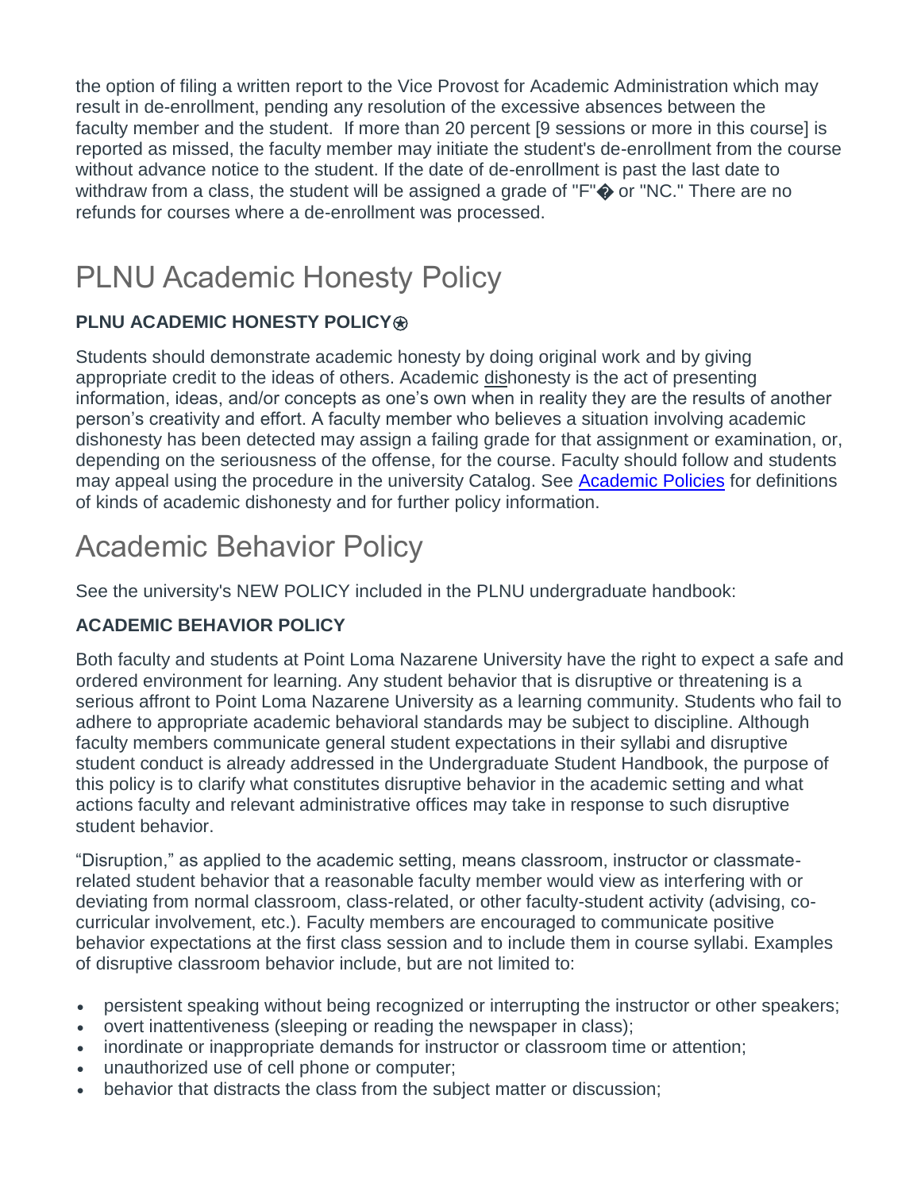the option of filing a written report to the Vice Provost for Academic Administration which may result in de-enrollment, pending any resolution of the excessive absences between the faculty member and the student. If more than 20 percent [9 sessions or more in this course] is reported as missed, the faculty member may initiate the student's de-enrollment from the course without advance notice to the student. If the date of de-enrollment is past the last date to withdraw from a class, the student will be assigned a grade of "F"� or "NC." There are no refunds for courses where a de-enrollment was processed.

# PLNU Academic Honesty Policy

**PLNU ACADEMIC HONESTY POLICY**⍟

Students should demonstrate academic honesty by doing original work and by giving appropriate credit to the ideas of others. Academic dishonesty is the act of presenting information, ideas, and/or concepts as one's own when in reality they are the results of another person's creativity and effort. A faculty member who believes a situation involving academic dishonesty has been detected may assign a failing grade for that assignment or examination, or, depending on the seriousness of the offense, for the course. Faculty should follow and students may appeal using the procedure in the university Catalog. See [Academic Policies] for definitions of kinds of academic dishonesty and for further policy information.

# Academic Behavior Policy

See the university's NEW POLICY included in the PLNU undergraduate handbook:

**ACADEMIC BEHAVIOR POLICY**

Both faculty and students at Point Loma Nazarene University have the right to expect a safe and ordered environment for learning. Any student behavior that is disruptive or threatening is a serious affront to Point Loma Nazarene University as a learning community. Students who fail to adhere to appropriate academic behavioral standards may be subject to discipline. Although faculty members communicate general student expectations in their syllabi and disruptive student conduct is already addressed in the Undergraduate Student Handbook, the purpose of this policy is to clarify what constitutes disruptive behavior in the academic setting and what actions faculty and relevant administrative offices may take in response to such disruptive student behavior.

"Disruption," as applied to the academic setting, means classroom, instructor or classmate-related student behavior that a reasonable faculty member would view as interfering with or deviating from normal classroom, class-related, or other faculty-student activity (advising, co-curricular involvement, etc.). Faculty members are encouraged to communicate positive behavior expectations at the first class session and to include them in course syllabi. Examples of disruptive classroom behavior include, but are not limited to:

- persistent speaking without being recognized or interrupting the instructor or other speakers;
- overt inattentiveness (sleeping or reading the newspaper in class);
- inordinate or inappropriate demands for instructor or classroom time or attention;
- unauthorized use of cell phone or computer;
- behavior that distracts the class from the subject matter or discussion;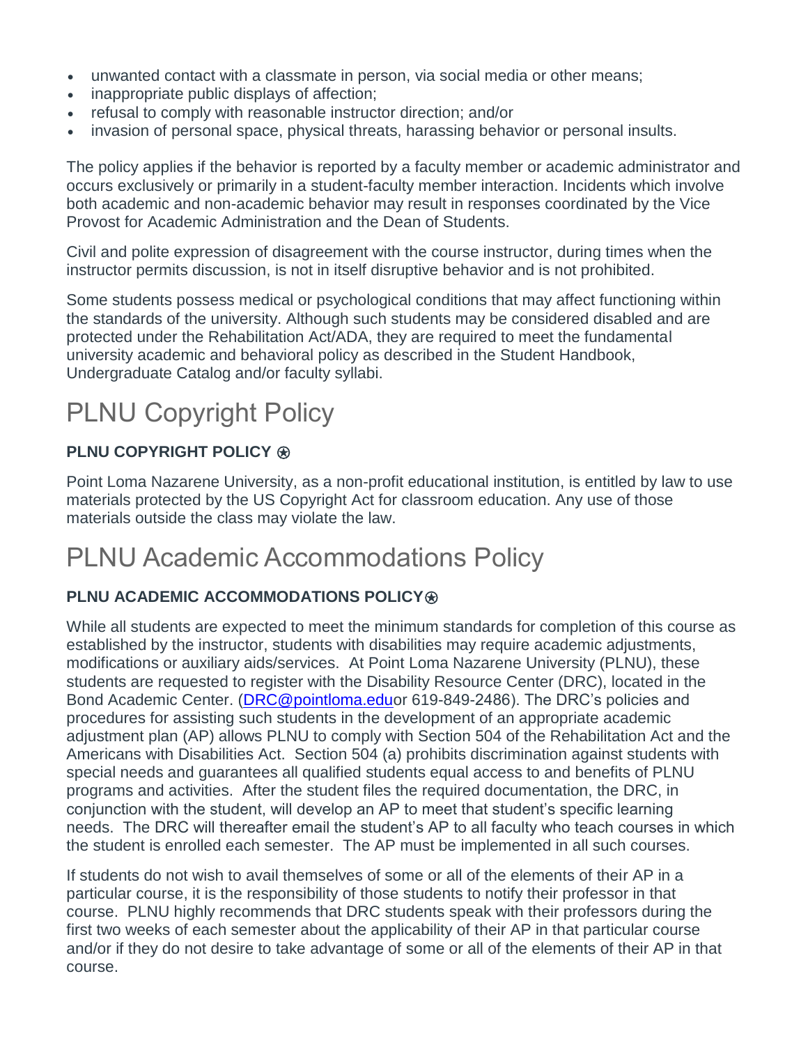- unwanted contact with a classmate in person, via social media or other means;
- inappropriate public displays of affection;
- refusal to comply with reasonable instructor direction; and/or
- invasion of personal space, physical threats, harassing behavior or personal insults.

The policy applies if the behavior is reported by a faculty member or academic administrator and occurs exclusively or primarily in a student-faculty member interaction. Incidents which involve both academic and non-academic behavior may result in responses coordinated by the Vice Provost for Academic Administration and the Dean of Students.

Civil and polite expression of disagreement with the course instructor, during times when the instructor permits discussion, is not in itself disruptive behavior and is not prohibited.

Some students possess medical or psychological conditions that may affect functioning within the standards of the university. Although such students may be considered disabled and are protected under the Rehabilitation Act/ADA, they are required to meet the fundamental university academic and behavioral policy as described in the Student Handbook, Undergraduate Catalog and/or faculty syllabi.

# PLNU Copyright Policy

**PLNU COPYRIGHT POLICY ⍟**

Point Loma Nazarene University, as a non-profit educational institution, is entitled by law to use materials protected by the US Copyright Act for classroom education. Any use of those materials outside the class may violate the law.

# PLNU Academic Accommodations Policy

**PLNU ACADEMIC ACCOMMODATIONS POLICY⍟**

While all students are expected to meet the minimum standards for completion of this course as established by the instructor, students with disabilities may require academic adjustments, modifications or auxiliary aids/services. At Point Loma Nazarene University (PLNU), these students are requested to register with the Disability Resource Center (DRC), located in the Bond Academic Center. (DRC@pointloma.eduor 619-849-2486). The DRC's policies and procedures for assisting such students in the development of an appropriate academic adjustment plan (AP) allows PLNU to comply with Section 504 of the Rehabilitation Act and the Americans with Disabilities Act. Section 504 (a) prohibits discrimination against students with special needs and guarantees all qualified students equal access to and benefits of PLNU programs and activities. After the student files the required documentation, the DRC, in conjunction with the student, will develop an AP to meet that student's specific learning needs. The DRC will thereafter email the student's AP to all faculty who teach courses in which the student is enrolled each semester. The AP must be implemented in all such courses.

If students do not wish to avail themselves of some or all of the elements of their AP in a particular course, it is the responsibility of those students to notify their professor in that course. PLNU highly recommends that DRC students speak with their professors during the first two weeks of each semester about the applicability of their AP in that particular course and/or if they do not desire to take advantage of some or all of the elements of their AP in that course.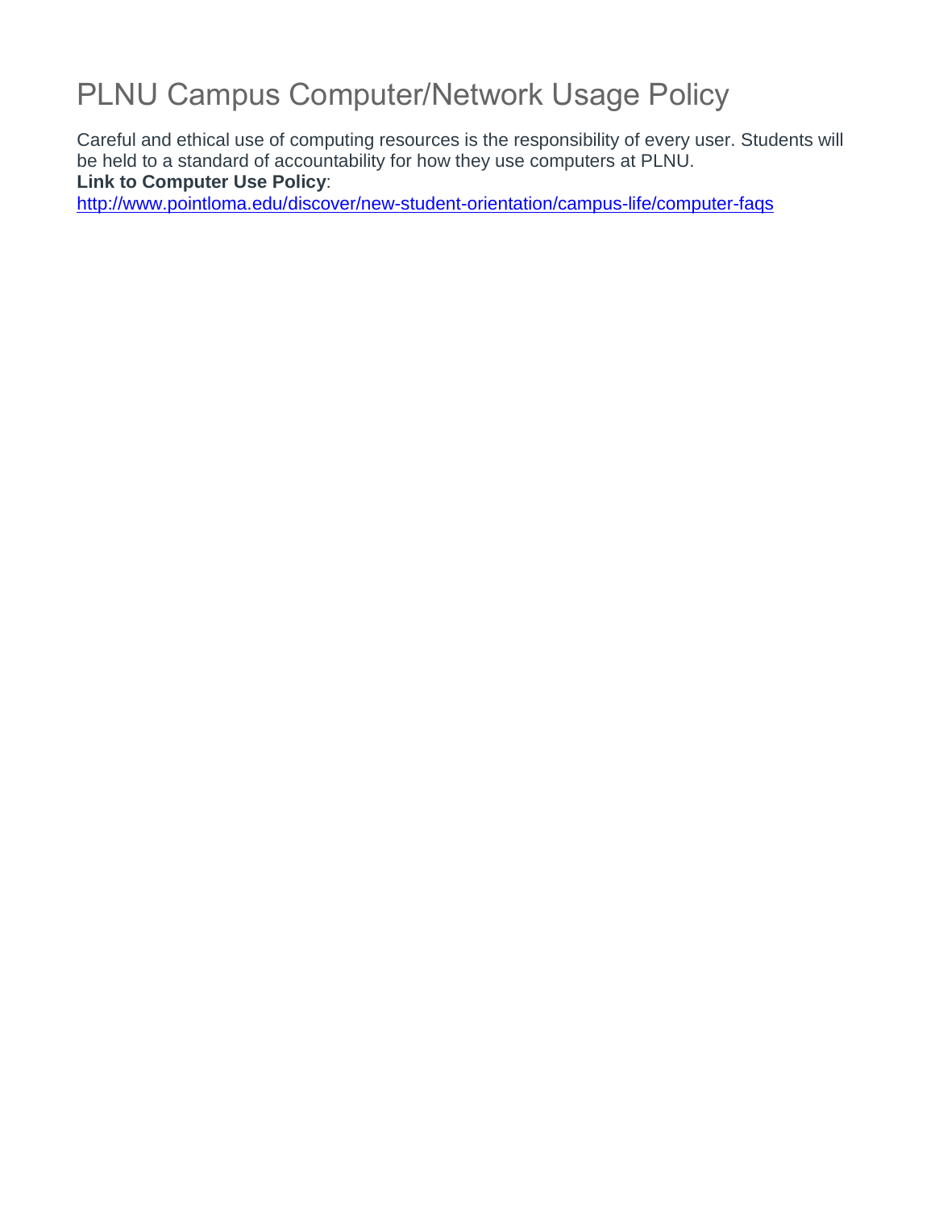# PLNU Campus Computer/Network Usage Policy

Careful and ethical use of computing resources is the responsibility of every user. Students will be held to a standard of accountability for how they use computers at PLNU.

**Link to Computer Use Policy**:

http://www.pointloma.edu/discover/new-student-orientation/campus-life/computer-faqs